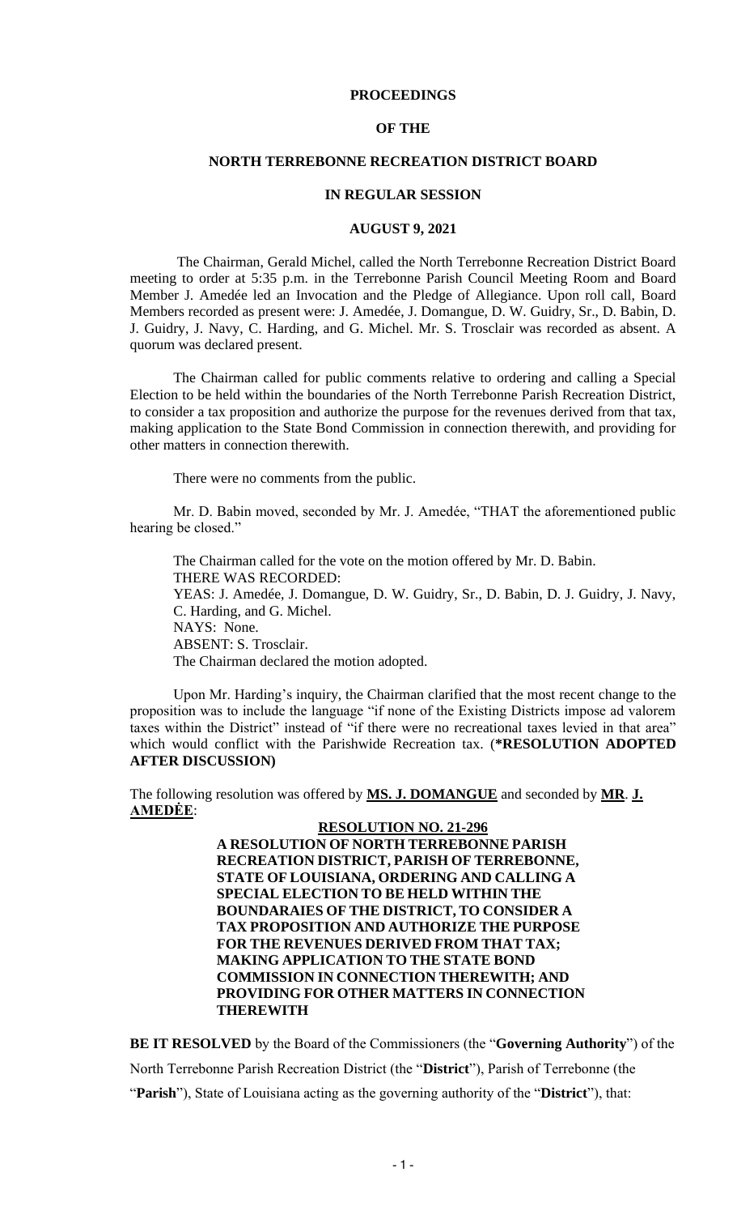**PROCEEDINGS**

**OF THE**

**NORTH TERREBONNE RECREATION DISTRICT BOARD**

**IN REGULAR SESSION**

**AUGUST 9, 2021**

The Chairman, Gerald Michel, called the North Terrebonne Recreation District Board meeting to order at 5:35 p.m. in the Terrebonne Parish Council Meeting Room and Board Member J. Amedée led an Invocation and the Pledge of Allegiance. Upon roll call, Board Members recorded as present were: J. Amedée, J. Domangue, D. W. Guidry, Sr., D. Babin, D. J. Guidry, J. Navy, C. Harding, and G. Michel. Mr. S. Trosclair was recorded as absent. A quorum was declared present.

The Chairman called for public comments relative to ordering and calling a Special Election to be held within the boundaries of the North Terrebonne Parish Recreation District, to consider a tax proposition and authorize the purpose for the revenues derived from that tax, making application to the State Bond Commission in connection therewith, and providing for other matters in connection therewith.

There were no comments from the public.

Mr. D. Babin moved, seconded by Mr. J. Amedée, "THAT the aforementioned public hearing be closed."

The Chairman called for the vote on the motion offered by Mr. D. Babin.
THERE WAS RECORDED:
YEAS: J. Amedée, J. Domangue, D. W. Guidry, Sr., D. Babin, D. J. Guidry, J. Navy, C. Harding, and G. Michel.
NAYS: None.
ABSENT: S. Trosclair.
The Chairman declared the motion adopted.

Upon Mr. Harding's inquiry, the Chairman clarified that the most recent change to the proposition was to include the language "if none of the Existing Districts impose ad valorem taxes within the District" instead of "if there were no recreational taxes levied in that area" which would conflict with the Parishwide Recreation tax. (**\*RESOLUTION ADOPTED AFTER DISCUSSION)**

The following resolution was offered by **MS. J. DOMANGUE** and seconded by **MR**. **J. AMEDĖE**:

**RESOLUTION NO. 21-296**

**A RESOLUTION OF NORTH TERREBONNE PARISH RECREATION DISTRICT, PARISH OF TERREBONNE, STATE OF LOUISIANA, ORDERING AND CALLING A SPECIAL ELECTION TO BE HELD WITHIN THE BOUNDARAIES OF THE DISTRICT, TO CONSIDER A TAX PROPOSITION AND AUTHORIZE THE PURPOSE FOR THE REVENUES DERIVED FROM THAT TAX; MAKING APPLICATION TO THE STATE BOND COMMISSION IN CONNECTION THEREWITH; AND PROVIDING FOR OTHER MATTERS IN CONNECTION THEREWITH**

**BE IT RESOLVED** by the Board of the Commissioners (the "**Governing Authority**") of the North Terrebonne Parish Recreation District (the "**District**"), Parish of Terrebonne (the "**Parish**"), State of Louisiana acting as the governing authority of the "**District**"), that: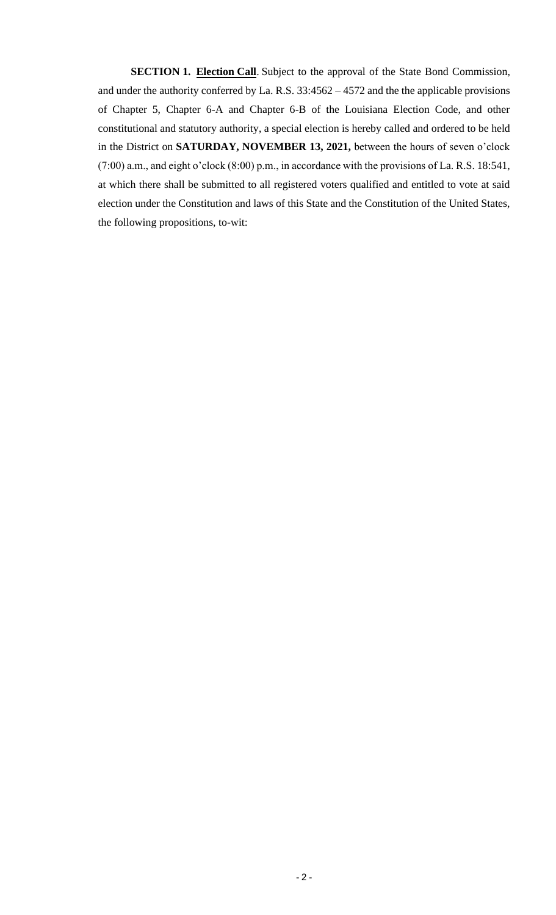**SECTION 1. <u>Election Call</u>**. Subject to the approval of the State Bond Commission, and under the authority conferred by La. R.S. 33:4562 – 4572 and the the applicable provisions of Chapter 5, Chapter 6-A and Chapter 6-B of the Louisiana Election Code, and other constitutional and statutory authority, a special election is hereby called and ordered to be held in the District on **SATURDAY, NOVEMBER 13, 2021,** between the hours of seven o'clock (7:00) a.m., and eight o'clock (8:00) p.m., in accordance with the provisions of La. R.S. 18:541, at which there shall be submitted to all registered voters qualified and entitled to vote at said election under the Constitution and laws of this State and the Constitution of the United States, the following propositions, to-wit: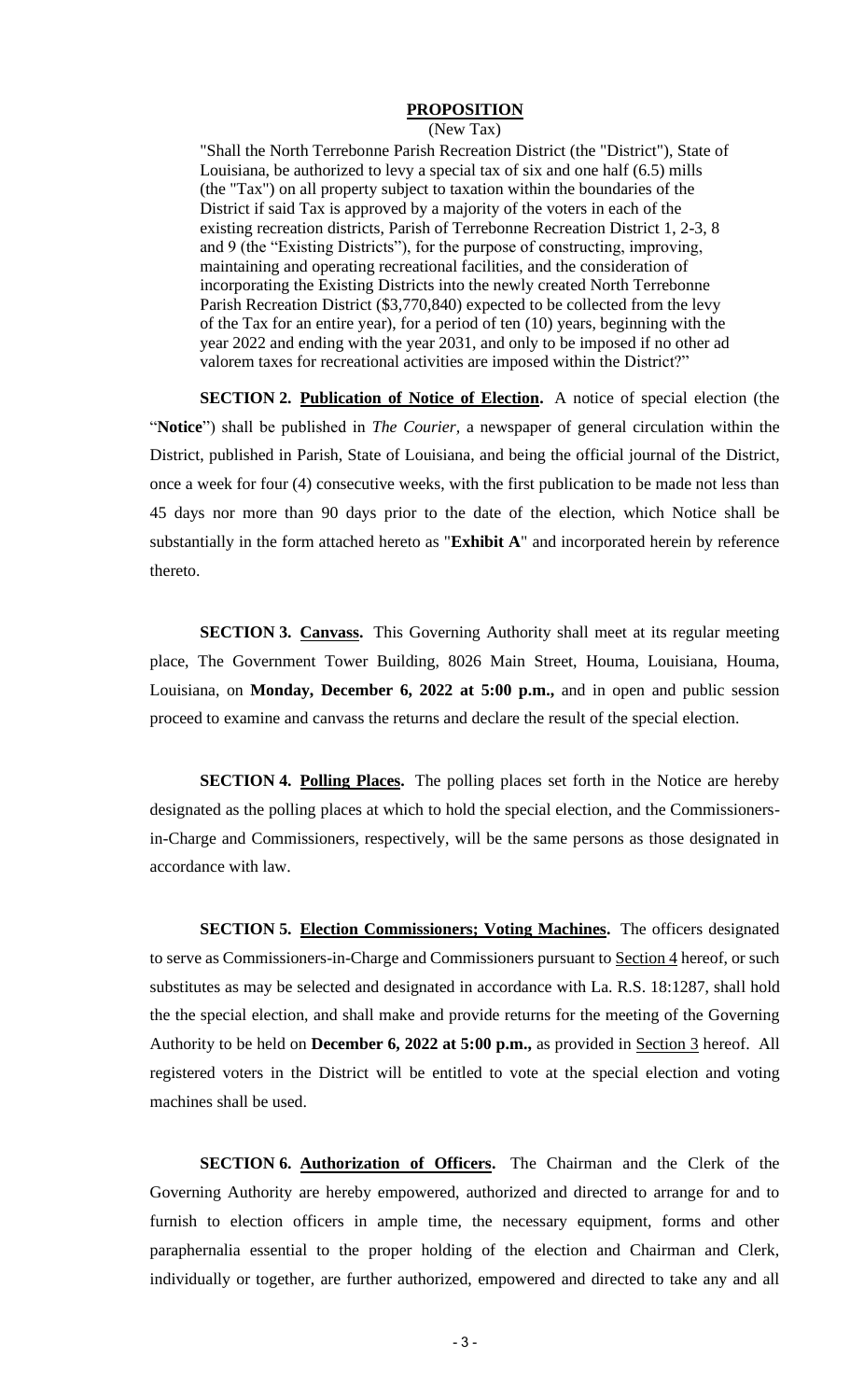**PROPOSITION**

(New Tax)

"Shall the North Terrebonne Parish Recreation District (the "District"), State of Louisiana, be authorized to levy a special tax of six and one half (6.5) mills (the "Tax") on all property subject to taxation within the boundaries of the District if said Tax is approved by a majority of the voters in each of the existing recreation districts, Parish of Terrebonne Recreation District 1, 2-3, 8 and 9 (the "Existing Districts"), for the purpose of constructing, improving, maintaining and operating recreational facilities, and the consideration of incorporating the Existing Districts into the newly created North Terrebonne Parish Recreation District ($3,770,840) expected to be collected from the levy of the Tax for an entire year), for a period of ten (10) years, beginning with the year 2022 and ending with the year 2031, and only to be imposed if no other ad valorem taxes for recreational activities are imposed within the District?"

**SECTION 2. Publication of Notice of Election.** A notice of special election (the "**Notice**") shall be published in *The Courier*, a newspaper of general circulation within the District, published in Parish, State of Louisiana, and being the official journal of the District, once a week for four (4) consecutive weeks, with the first publication to be made not less than 45 days nor more than 90 days prior to the date of the election, which Notice shall be substantially in the form attached hereto as "**Exhibit A**" and incorporated herein by reference thereto.

**SECTION 3. Canvass.** This Governing Authority shall meet at its regular meeting place, The Government Tower Building, 8026 Main Street, Houma, Louisiana, Houma, Louisiana, on **Monday, December 6, 2022 at 5:00 p.m.,** and in open and public session proceed to examine and canvass the returns and declare the result of the special election.

**SECTION 4. Polling Places.** The polling places set forth in the Notice are hereby designated as the polling places at which to hold the special election, and the Commissioners-in-Charge and Commissioners, respectively, will be the same persons as those designated in accordance with law.

**SECTION 5. Election Commissioners; Voting Machines.** The officers designated to serve as Commissioners-in-Charge and Commissioners pursuant to Section 4 hereof, or such substitutes as may be selected and designated in accordance with La. R.S. 18:1287, shall hold the the special election, and shall make and provide returns for the meeting of the Governing Authority to be held on **December 6, 2022 at 5:00 p.m.,** as provided in Section 3 hereof. All registered voters in the District will be entitled to vote at the special election and voting machines shall be used.

**SECTION 6. Authorization of Officers.** The Chairman and the Clerk of the Governing Authority are hereby empowered, authorized and directed to arrange for and to furnish to election officers in ample time, the necessary equipment, forms and other paraphernalia essential to the proper holding of the election and Chairman and Clerk, individually or together, are further authorized, empowered and directed to take any and all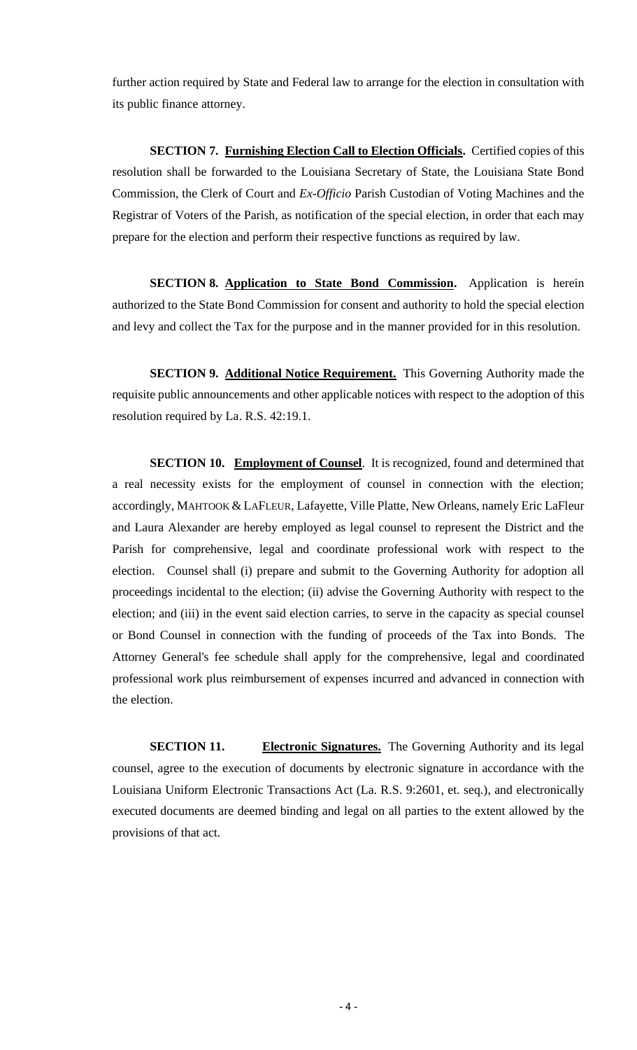further action required by State and Federal law to arrange for the election in consultation with its public finance attorney.

**SECTION 7. Furnishing Election Call to Election Officials.** Certified copies of this resolution shall be forwarded to the Louisiana Secretary of State, the Louisiana State Bond Commission, the Clerk of Court and *Ex-Officio* Parish Custodian of Voting Machines and the Registrar of Voters of the Parish, as notification of the special election, in order that each may prepare for the election and perform their respective functions as required by law.

**SECTION 8. Application to State Bond Commission.** Application is herein authorized to the State Bond Commission for consent and authority to hold the special election and levy and collect the Tax for the purpose and in the manner provided for in this resolution.

**SECTION 9. Additional Notice Requirement.** This Governing Authority made the requisite public announcements and other applicable notices with respect to the adoption of this resolution required by La. R.S. 42:19.1.

**SECTION 10. Employment of Counsel**. It is recognized, found and determined that a real necessity exists for the employment of counsel in connection with the election; accordingly, MAHTOOK & LAFLEUR, Lafayette, Ville Platte, New Orleans, namely Eric LaFleur and Laura Alexander are hereby employed as legal counsel to represent the District and the Parish for comprehensive, legal and coordinate professional work with respect to the election. Counsel shall (i) prepare and submit to the Governing Authority for adoption all proceedings incidental to the election; (ii) advise the Governing Authority with respect to the election; and (iii) in the event said election carries, to serve in the capacity as special counsel or Bond Counsel in connection with the funding of proceeds of the Tax into Bonds. The Attorney General's fee schedule shall apply for the comprehensive, legal and coordinated professional work plus reimbursement of expenses incurred and advanced in connection with the election.

**SECTION 11. Electronic Signatures.** The Governing Authority and its legal counsel, agree to the execution of documents by electronic signature in accordance with the Louisiana Uniform Electronic Transactions Act (La. R.S. 9:2601, et. seq.), and electronically executed documents are deemed binding and legal on all parties to the extent allowed by the provisions of that act.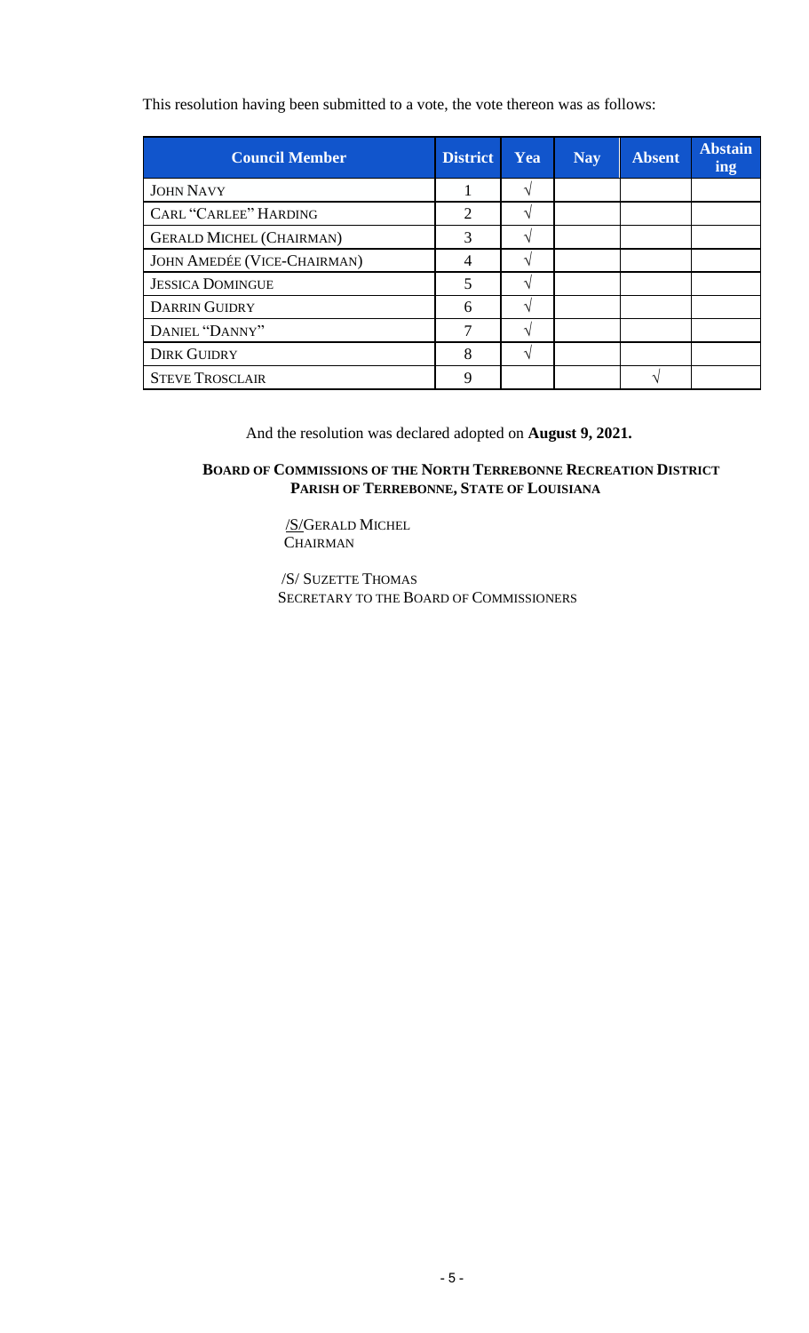This resolution having been submitted to a vote, the vote thereon was as follows:

| Council Member | District | Yea | Nay | Absent | Abstaining |
|---|---|---|---|---|---|
| JOHN NAVY | 1 | √ | | | |
| CARL "CARLEE" HARDING | 2 | √ | | | |
| GERALD MICHEL (CHAIRMAN) | 3 | √ | | | |
| JOHN AMEDÉE (VICE-CHAIRMAN) | 4 | √ | | | |
| JESSICA DOMINGUE | 5 | √ | | | |
| DARRIN GUIDRY | 6 | √ | | | |
| DANIEL "DANNY" | 7 | √ | | | |
| DIRK GUIDRY | 8 | √ | | | |
| STEVE TROSCLAIR | 9 | | | √ | |

And the resolution was declared adopted on **August 9, 2021.**

**BOARD OF COMMISSIONS OF THE NORTH TERREBONNE RECREATION DISTRICT PARISH OF TERREBONNE, STATE OF LOUISIANA**

/S/GERALD MICHEL
CHAIRMAN

/S/ SUZETTE THOMAS
SECRETARY TO THE BOARD OF COMMISSIONERS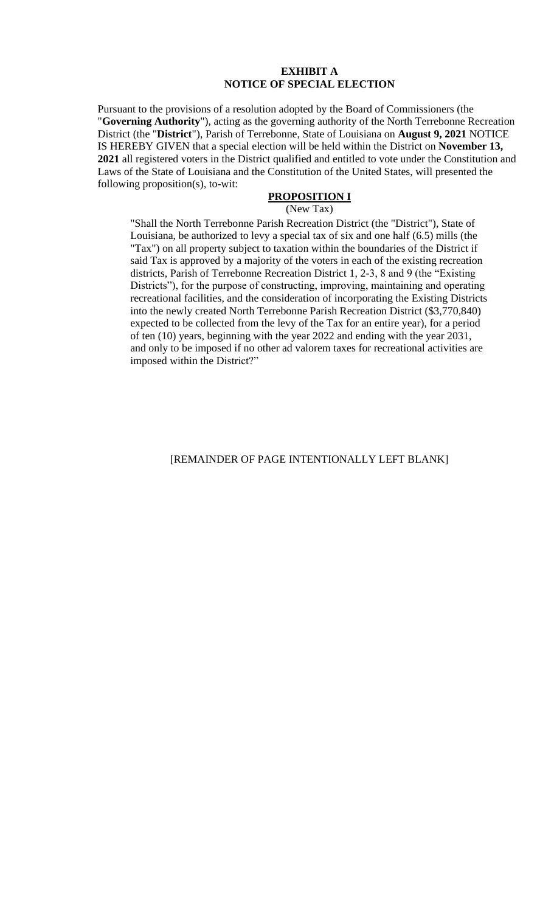**EXHIBIT A**
**NOTICE OF SPECIAL ELECTION**

Pursuant to the provisions of a resolution adopted by the Board of Commissioners (the "**Governing Authority**"), acting as the governing authority of the North Terrebonne Recreation District (the "**District**"), Parish of Terrebonne, State of Louisiana on **August 9, 2021** NOTICE IS HEREBY GIVEN that a special election will be held within the District on **November 13, 2021** all registered voters in the District qualified and entitled to vote under the Constitution and Laws of the State of Louisiana and the Constitution of the United States, will presented the following proposition(s), to-wit:

**PROPOSITION I**

(New Tax)

"Shall the North Terrebonne Parish Recreation District (the "District"), State of Louisiana, be authorized to levy a special tax of six and one half (6.5) mills (the "Tax") on all property subject to taxation within the boundaries of the District if said Tax is approved by a majority of the voters in each of the existing recreation districts, Parish of Terrebonne Recreation District 1, 2-3, 8 and 9 (the "Existing Districts"), for the purpose of constructing, improving, maintaining and operating recreational facilities, and the consideration of incorporating the Existing Districts into the newly created North Terrebonne Parish Recreation District ($3,770,840) expected to be collected from the levy of the Tax for an entire year), for a period of ten (10) years, beginning with the year 2022 and ending with the year 2031, and only to be imposed if no other ad valorem taxes for recreational activities are imposed within the District?"

[REMAINDER OF PAGE INTENTIONALLY LEFT BLANK]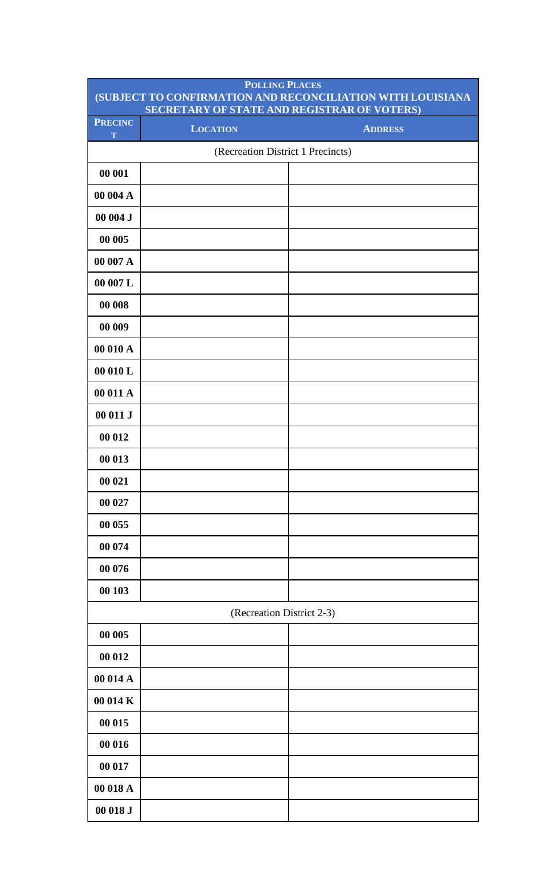| **POLLING PLACES (SUBJECT TO CONFIRMATION AND RECONCILIATION WITH LOUISIANA SECRETARY OF STATE AND REGISTRAR OF VOTERS)** | | |
|---|---|---|
| **PRECINCT** | **LOCATION** | **ADDRESS** |
| (Recreation District 1 Precincts) | | |
| **00 001** | | |
| **00 004 A** | | |
| **00 004 J** | | |
| **00 005** | | |
| **00 007 A** | | |
| **00 007 L** | | |
| **00 008** | | |
| **00 009** | | |
| **00 010 A** | | |
| **00 010 L** | | |
| **00 011 A** | | |
| **00 011 J** | | |
| **00 012** | | |
| **00 013** | | |
| **00 021** | | |
| **00 027** | | |
| **00 055** | | |
| **00 074** | | |
| **00 076** | | |
| **00 103** | | |
| (Recreation District 2-3) | | |
| **00 005** | | |
| **00 012** | | |
| **00 014 A** | | |
| **00 014 K** | | |
| **00 015** | | |
| **00 016** | | |
| **00 017** | | |
| **00 018 A** | | |
| **00 018 J** | | |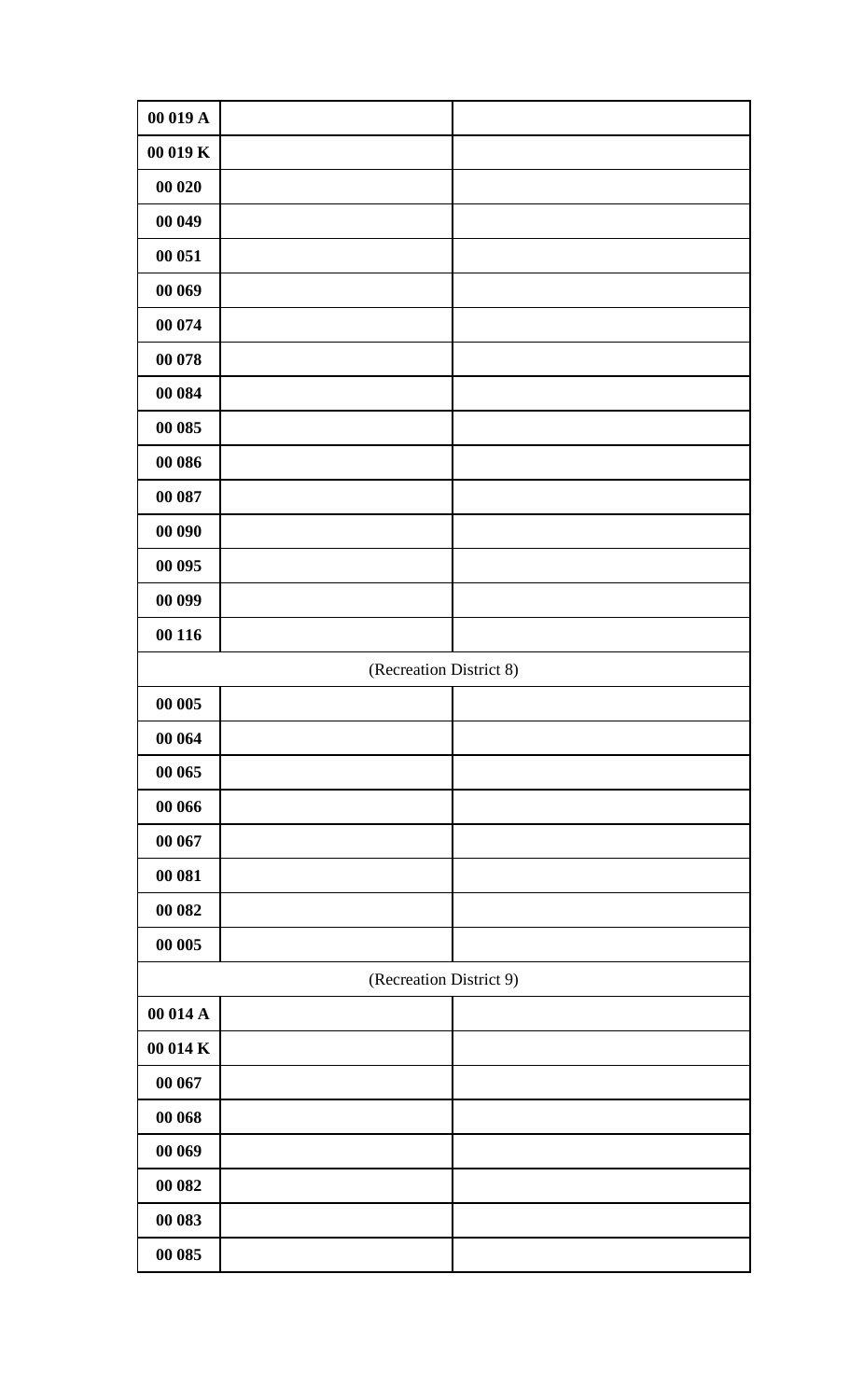| | | |
|---|---|---|
| **00 019 A** | | |
| **00 019 K** | | |
| **00 020** | | |
| **00 049** | | |
| **00 051** | | |
| **00 069** | | |
| **00 074** | | |
| **00 078** | | |
| **00 084** | | |
| **00 085** | | |
| **00 086** | | |
| **00 087** | | |
| **00 090** | | |
| **00 095** | | |
| **00 099** | | |
| **00 116** | | |
| (Recreation District 8) | | |
| **00 005** | | |
| **00 064** | | |
| **00 065** | | |
| **00 066** | | |
| **00 067** | | |
| **00 081** | | |
| **00 082** | | |
| **00 005** | | |
| (Recreation District 9) | | |
| **00 014 A** | | |
| **00 014 K** | | |
| **00 067** | | |
| **00 068** | | |
| **00 069** | | |
| **00 082** | | |
| **00 083** | | |
| **00 085** | | |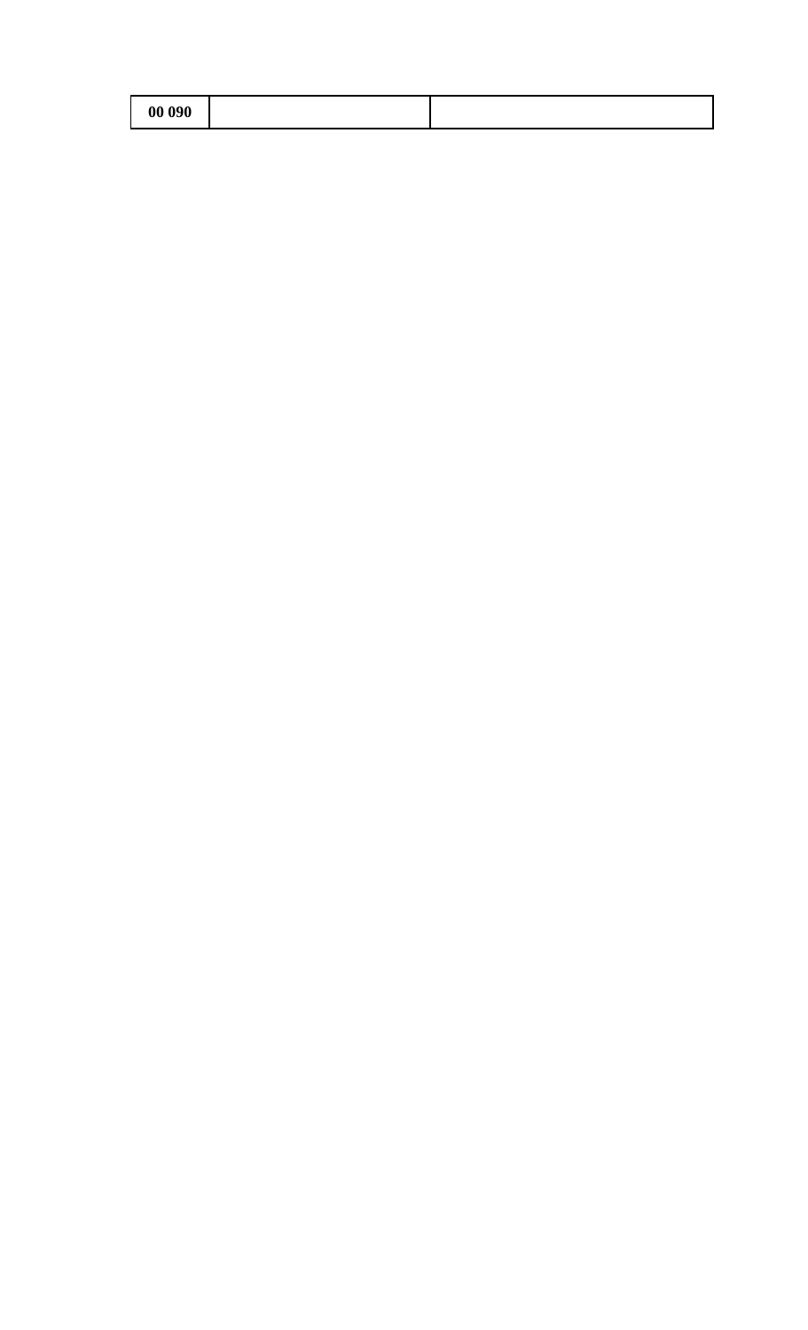| 00 090 | | |
|---|---|---|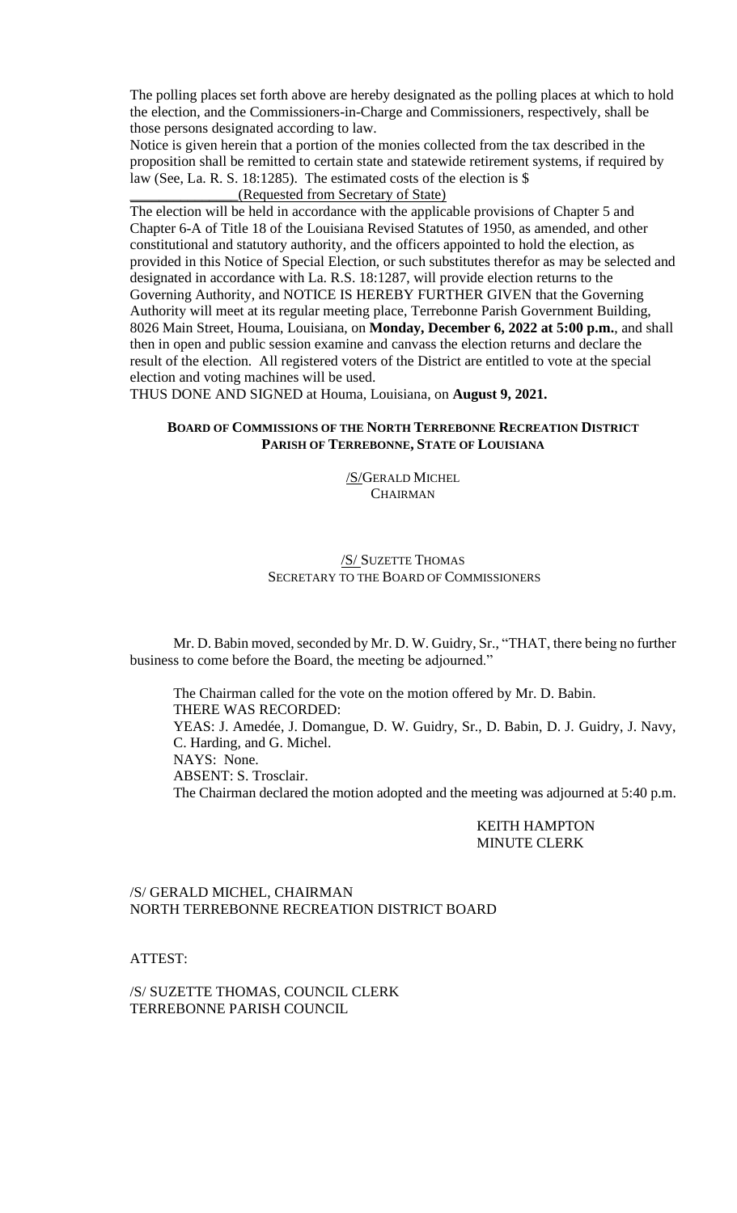The polling places set forth above are hereby designated as the polling places at which to hold the election, and the Commissioners-in-Charge and Commissioners, respectively, shall be those persons designated according to law.

Notice is given herein that a portion of the monies collected from the tax described in the proposition shall be remitted to certain state and statewide retirement systems, if required by law (See, La. R. S. 18:1285). The estimated costs of the election is $ \_\_\_\_\_\_\_\_\_\_\_\_\_\_(Requested from Secretary of State)

The election will be held in accordance with the applicable provisions of Chapter 5 and Chapter 6-A of Title 18 of the Louisiana Revised Statutes of 1950, as amended, and other constitutional and statutory authority, and the officers appointed to hold the election, as provided in this Notice of Special Election, or such substitutes therefor as may be selected and designated in accordance with La. R.S. 18:1287, will provide election returns to the Governing Authority, and NOTICE IS HEREBY FURTHER GIVEN that the Governing Authority will meet at its regular meeting place, Terrebonne Parish Government Building, 8026 Main Street, Houma, Louisiana, on **Monday, December 6, 2022 at 5:00 p.m.**, and shall then in open and public session examine and canvass the election returns and declare the result of the election. All registered voters of the District are entitled to vote at the special election and voting machines will be used.

THUS DONE AND SIGNED at Houma, Louisiana, on **August 9, 2021.**

**BOARD OF COMMISSIONS OF THE NORTH TERREBONNE RECREATION DISTRICT**
**PARISH OF TERREBONNE, STATE OF LOUISIANA**

/S/GERALD MICHEL
CHAIRMAN

/S/ SUZETTE THOMAS
SECRETARY TO THE BOARD OF COMMISSIONERS

Mr. D. Babin moved, seconded by Mr. D. W. Guidry, Sr., "THAT, there being no further business to come before the Board, the meeting be adjourned."

The Chairman called for the vote on the motion offered by Mr. D. Babin.
THERE WAS RECORDED:
YEAS: J. Amedée, J. Domangue, D. W. Guidry, Sr., D. Babin, D. J. Guidry, J. Navy, C. Harding, and G. Michel.
NAYS: None.
ABSENT: S. Trosclair.
The Chairman declared the motion adopted and the meeting was adjourned at 5:40 p.m.

KEITH HAMPTON
MINUTE CLERK

/S/ GERALD MICHEL, CHAIRMAN
NORTH TERREBONNE RECREATION DISTRICT BOARD

ATTEST:

/S/ SUZETTE THOMAS, COUNCIL CLERK
TERREBONNE PARISH COUNCIL